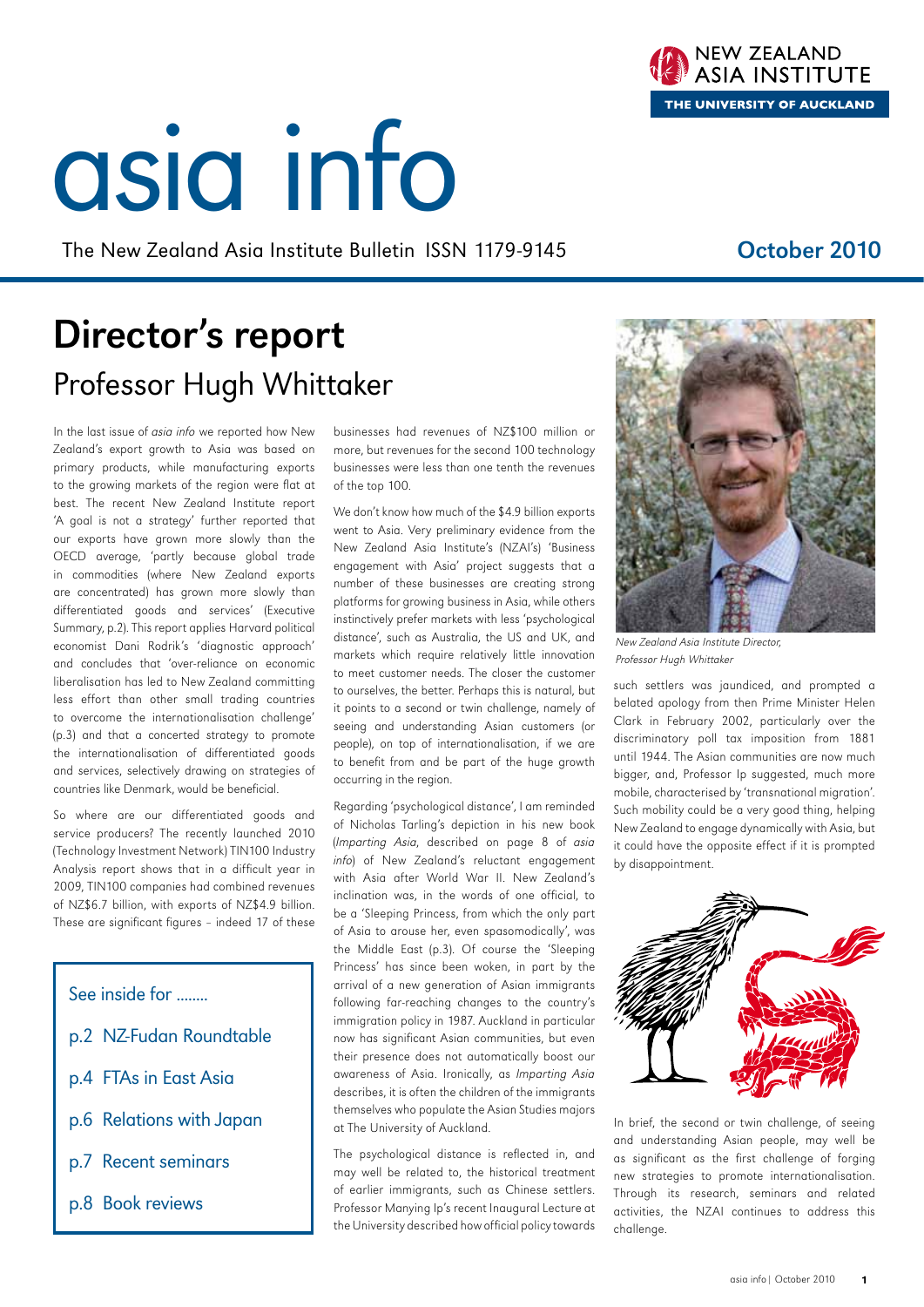# asia info

The New Zealand Asia Institute Bulletin ISSN 1179-9145

October 2010

NEW ZEALAND ASIA INSTITUTE
THE UNIVERSITY OF AUCKLAND

## Director's report

### Professor Hugh Whittaker

In the last issue of *asia info* we reported how New Zealand's export growth to Asia was based on primary products, while manufacturing exports to the growing markets of the region were flat at best. The recent New Zealand Institute report 'A goal is not a strategy' further reported that our exports have grown more slowly than the OECD average, 'partly because global trade in commodities (where New Zealand exports are concentrated) has grown more slowly than differentiated goods and services' (Executive Summary, p.2). This report applies Harvard political economist Dani Rodrik's 'diagnostic approach' and concludes that 'over-reliance on economic liberalisation has led to New Zealand committing less effort than other small trading countries to overcome the internationalisation challenge' (p.3) and that a concerted strategy to promote the internationalisation of differentiated goods and services, selectively drawing on strategies of countries like Denmark, would be beneficial.

So where are our differentiated goods and service producers? The recently launched 2010 (Technology Investment Network) TIN100 Industry Analysis report shows that in a difficult year in 2009, TIN100 companies had combined revenues of NZ$6.7 billion, with exports of NZ$4.9 billion. These are significant figures – indeed 17 of these businesses had revenues of NZ$100 million or more, but revenues for the second 100 technology businesses were less than one tenth the revenues of the top 100.

We don't know how much of the $4.9 billion exports went to Asia. Very preliminary evidence from the New Zealand Asia Institute's (NZAI's) 'Business engagement with Asia' project suggests that a number of these businesses are creating strong platforms for growing business in Asia, while others instinctively prefer markets with less 'psychological distance', such as Australia, the US and UK, and markets which require relatively little innovation to meet customer needs. The closer the customer to ourselves, the better. Perhaps this is natural, but it points to a second or twin challenge, namely of seeing and understanding Asian customers (or people), on top of internationalisation, if we are to benefit from and be part of the huge growth occurring in the region.

Regarding 'psychological distance', I am reminded of Nicholas Tarling's depiction in his new book (*Imparting Asia*, described on page 8 of *asia info*) of New Zealand's reluctant engagement with Asia after World War II. New Zealand's inclination was, in the words of one official, to be a 'Sleeping Princess, from which the only part of Asia to arouse her, even spasomodically', was the Middle East (p.3). Of course the 'Sleeping Princess' has since been woken, in part by the arrival of a new generation of Asian immigrants following far-reaching changes to the country's immigration policy in 1987. Auckland in particular now has significant Asian communities, but even their presence does not automatically boost our awareness of Asia. Ironically, as *Imparting Asia* describes, it is often the children of the immigrants themselves who populate the Asian Studies majors at The University of Auckland.

The psychological distance is reflected in, and may well be related to, the historical treatment of earlier immigrants, such as Chinese settlers. Professor Manying Ip's recent Inaugural Lecture at the University described how official policy towards such settlers was jaundiced, and prompted a belated apology from then Prime Minister Helen Clark in February 2002, particularly over the discriminatory poll tax imposition from 1881 until 1944. The Asian communities are now much bigger, and, Professor Ip suggested, much more mobile, characterised by 'transnational migration'. Such mobility could be a very good thing, helping New Zealand to engage dynamically with Asia, but it could have the opposite effect if it is prompted by disappointment.

*New Zealand Asia Institute Director, Professor Hugh Whittaker*

In brief, the second or twin challenge, of seeing and understanding Asian people, may well be as significant as the first challenge of forging new strategies to promote internationalisation. Through its research, seminars and related activities, the NZAI continues to address this challenge.

---

**See inside for ........**

- p.2 NZ-Fudan Roundtable
- p.4 FTAs in East Asia
- p.6 Relations with Japan
- p.7 Recent seminars
- p.8 Book reviews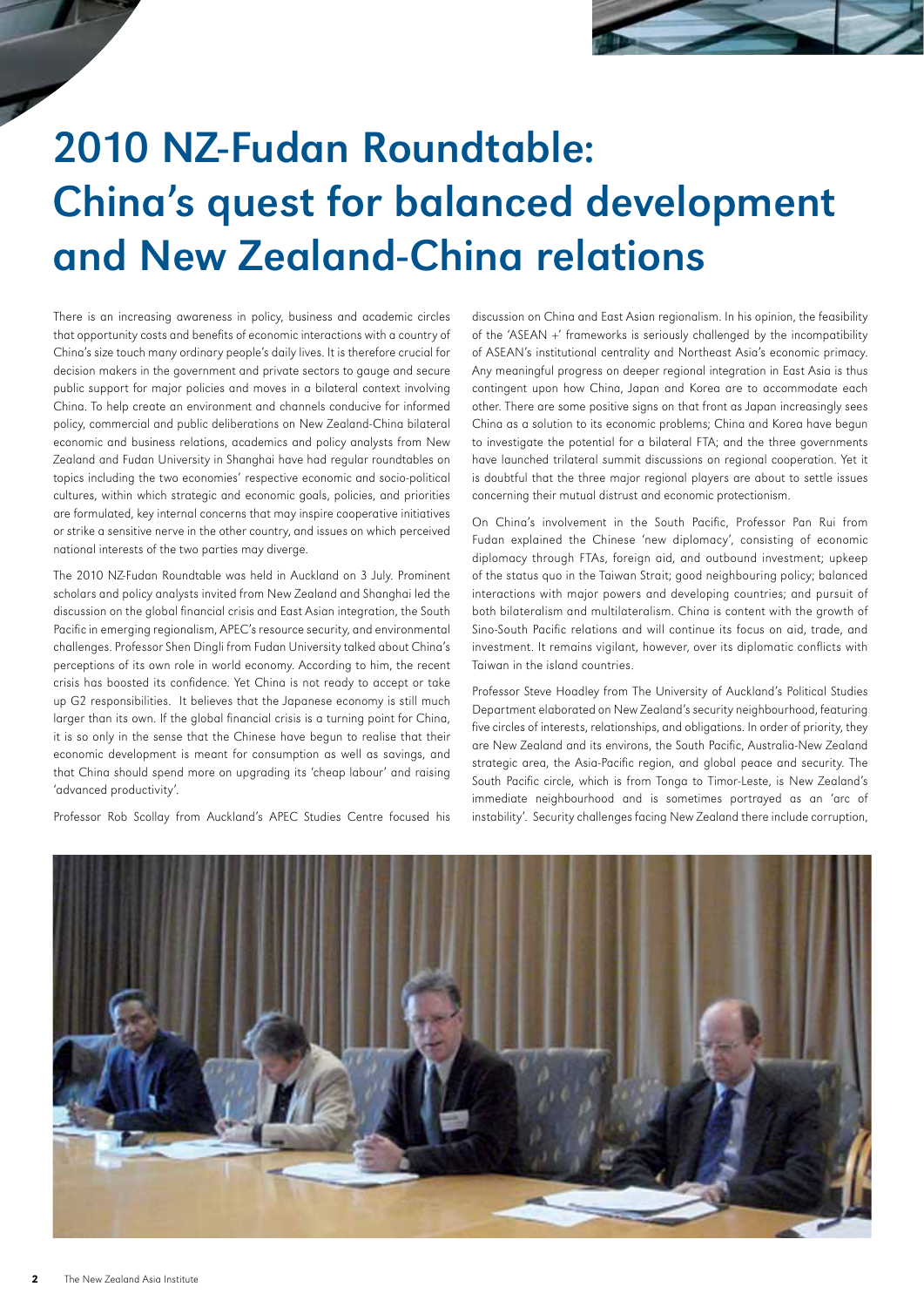# 2010 NZ-Fudan Roundtable: China's quest for balanced development and New Zealand-China relations

There is an increasing awareness in policy, business and academic circles that opportunity costs and benefits of economic interactions with a country of China's size touch many ordinary people's daily lives. It is therefore crucial for decision makers in the government and private sectors to gauge and secure public support for major policies and moves in a bilateral context involving China. To help create an environment and channels conducive for informed policy, commercial and public deliberations on New Zealand-China bilateral economic and business relations, academics and policy analysts from New Zealand and Fudan University in Shanghai have had regular roundtables on topics including the two economies' respective economic and socio-political cultures, within which strategic and economic goals, policies, and priorities are formulated, key internal concerns that may inspire cooperative initiatives or strike a sensitive nerve in the other country, and issues on which perceived national interests of the two parties may diverge.

The 2010 NZ-Fudan Roundtable was held in Auckland on 3 July. Prominent scholars and policy analysts invited from New Zealand and Shanghai led the discussion on the global financial crisis and East Asian integration, the South Pacific in emerging regionalism, APEC's resource security, and environmental challenges. Professor Shen Dingli from Fudan University talked about China's perceptions of its own role in world economy. According to him, the recent crisis has boosted its confidence. Yet China is not ready to accept or take up G2 responsibilities. It believes that the Japanese economy is still much larger than its own. If the global financial crisis is a turning point for China, it is so only in the sense that the Chinese have begun to realise that their economic development is meant for consumption as well as savings, and that China should spend more on upgrading its 'cheap labour' and raising 'advanced productivity'.

Professor Rob Scollay from Auckland's APEC Studies Centre focused his discussion on China and East Asian regionalism. In his opinion, the feasibility of the 'ASEAN +' frameworks is seriously challenged by the incompatibility of ASEAN's institutional centrality and Northeast Asia's economic primacy. Any meaningful progress on deeper regional integration in East Asia is thus contingent upon how China, Japan and Korea are to accommodate each other. There are some positive signs on that front as Japan increasingly sees China as a solution to its economic problems; China and Korea have begun to investigate the potential for a bilateral FTA; and the three governments have launched trilateral summit discussions on regional cooperation. Yet it is doubtful that the three major regional players are about to settle issues concerning their mutual distrust and economic protectionism.

On China's involvement in the South Pacific, Professor Pan Rui from Fudan explained the Chinese 'new diplomacy', consisting of economic diplomacy through FTAs, foreign aid, and outbound investment; upkeep of the status quo in the Taiwan Strait; good neighbouring policy; balanced interactions with major powers and developing countries; and pursuit of both bilateralism and multilateralism. China is content with the growth of Sino-South Pacific relations and will continue its focus on aid, trade, and investment. It remains vigilant, however, over its diplomatic conflicts with Taiwan in the island countries.

Professor Steve Hoadley from The University of Auckland's Political Studies Department elaborated on New Zealand's security neighbourhood, featuring five circles of interests, relationships, and obligations. In order of priority, they are New Zealand and its environs, the South Pacific, Australia-New Zealand strategic area, the Asia-Pacific region, and global peace and security. The South Pacific circle, which is from Tonga to Timor-Leste, is New Zealand's immediate neighbourhood and is sometimes portrayed as an 'arc of instability'. Security challenges facing New Zealand there include corruption,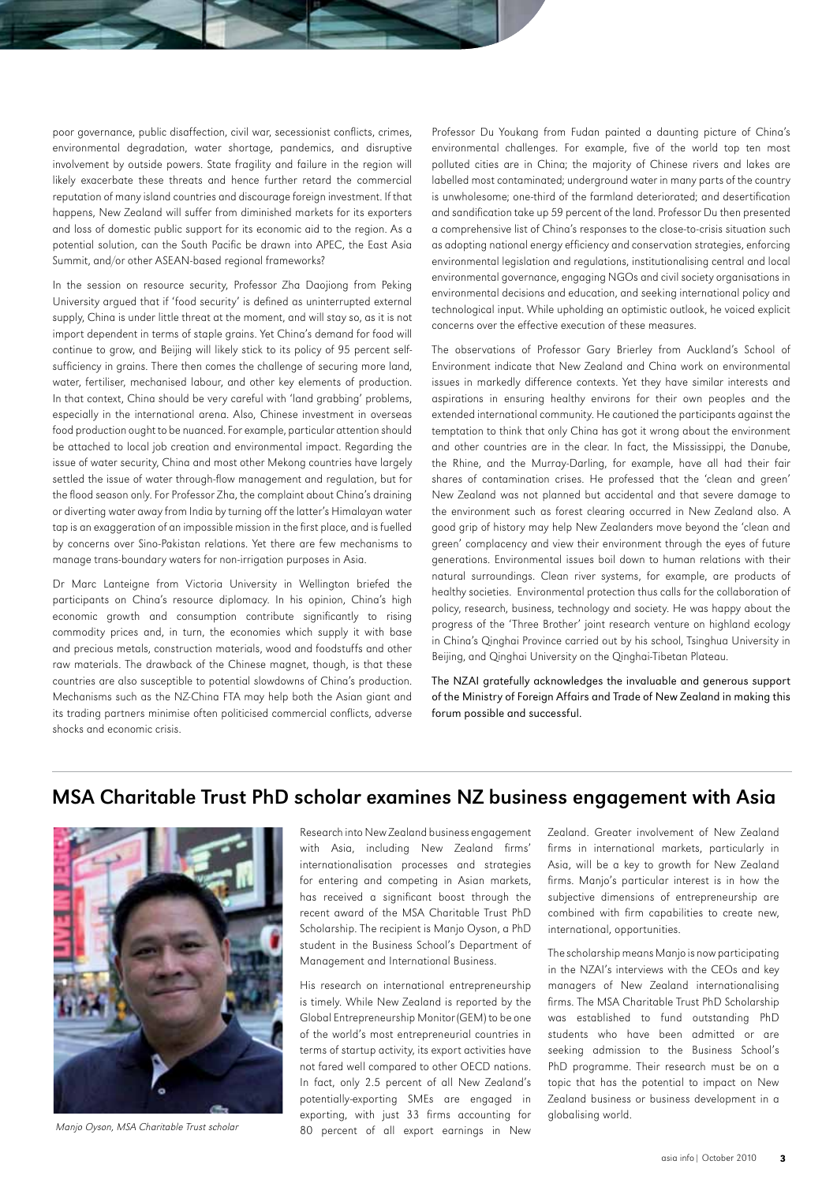poor governance, public disaffection, civil war, secessionist conflicts, crimes, environmental degradation, water shortage, pandemics, and disruptive involvement by outside powers. State fragility and failure in the region will likely exacerbate these threats and hence further retard the commercial reputation of many island countries and discourage foreign investment. If that happens, New Zealand will suffer from diminished markets for its exporters and loss of domestic public support for its economic aid to the region. As a potential solution, can the South Pacific be drawn into APEC, the East Asia Summit, and/or other ASEAN-based regional frameworks?

In the session on resource security, Professor Zha Daojiong from Peking University argued that if 'food security' is defined as uninterrupted external supply, China is under little threat at the moment, and will stay so, as it is not import dependent in terms of staple grains. Yet China's demand for food will continue to grow, and Beijing will likely stick to its policy of 95 percent self-sufficiency in grains. There then comes the challenge of securing more land, water, fertiliser, mechanised labour, and other key elements of production. In that context, China should be very careful with 'land grabbing' problems, especially in the international arena. Also, Chinese investment in overseas food production ought to be nuanced. For example, particular attention should be attached to local job creation and environmental impact. Regarding the issue of water security, China and most other Mekong countries have largely settled the issue of water through-flow management and regulation, but for the flood season only. For Professor Zha, the complaint about China's draining or diverting water away from India by turning off the latter's Himalayan water tap is an exaggeration of an impossible mission in the first place, and is fuelled by concerns over Sino-Pakistan relations. Yet there are few mechanisms to manage trans-boundary waters for non-irrigation purposes in Asia.

Dr Marc Lanteigne from Victoria University in Wellington briefed the participants on China's resource diplomacy. In his opinion, China's high economic growth and consumption contribute significantly to rising commodity prices and, in turn, the economies which supply it with base and precious metals, construction materials, wood and foodstuffs and other raw materials. The drawback of the Chinese magnet, though, is that these countries are also susceptible to potential slowdowns of China's production. Mechanisms such as the NZ-China FTA may help both the Asian giant and its trading partners minimise often politicised commercial conflicts, adverse shocks and economic crisis.

Professor Du Youkang from Fudan painted a daunting picture of China's environmental challenges. For example, five of the world top ten most polluted cities are in China; the majority of Chinese rivers and lakes are labelled most contaminated; underground water in many parts of the country is unwholesome; one-third of the farmland deteriorated; and desertification and sandification take up 59 percent of the land. Professor Du then presented a comprehensive list of China's responses to the close-to-crisis situation such as adopting national energy efficiency and conservation strategies, enforcing environmental legislation and regulations, institutionalising central and local environmental governance, engaging NGOs and civil society organisations in environmental decisions and education, and seeking international policy and technological input. While upholding an optimistic outlook, he voiced explicit concerns over the effective execution of these measures.

The observations of Professor Gary Brierley from Auckland's School of Environment indicate that New Zealand and China work on environmental issues in markedly difference contexts. Yet they have similar interests and aspirations in ensuring healthy environs for their own peoples and the extended international community. He cautioned the participants against the temptation to think that only China has got it wrong about the environment and other countries are in the clear. In fact, the Mississippi, the Danube, the Rhine, and the Murray-Darling, for example, have all had their fair shares of contamination crises. He professed that the 'clean and green' New Zealand was not planned but accidental and that severe damage to the environment such as forest clearing occurred in New Zealand also. A good grip of history may help New Zealanders move beyond the 'clean and green' complacency and view their environment through the eyes of future generations. Environmental issues boil down to human relations with their natural surroundings. Clean river systems, for example, are products of healthy societies. Environmental protection thus calls for the collaboration of policy, research, business, technology and society. He was happy about the progress of the 'Three Brother' joint research venture on highland ecology in China's Qinghai Province carried out by his school, Tsinghua University in Beijing, and Qinghai University on the Qinghai-Tibetan Plateau.

The NZAI gratefully acknowledges the invaluable and generous support of the Ministry of Foreign Affairs and Trade of New Zealand in making this forum possible and successful.

## MSA Charitable Trust PhD scholar examines NZ business engagement with Asia

*Manjo Oyson, MSA Charitable Trust scholar*

Research into New Zealand business engagement with Asia, including New Zealand firms' internationalisation processes and strategies for entering and competing in Asian markets, has received a significant boost through the recent award of the MSA Charitable Trust PhD Scholarship. The recipient is Manjo Oyson, a PhD student in the Business School's Department of Management and International Business.

His research on international entrepreneurship is timely. While New Zealand is reported by the Global Entrepreneurship Monitor (GEM) to be one of the world's most entrepreneurial countries in terms of startup activity, its export activities have not fared well compared to other OECD nations. In fact, only 2.5 percent of all New Zealand's potentially-exporting SMEs are engaged in exporting, with just 33 firms accounting for 80 percent of all export earnings in New Zealand. Greater involvement of New Zealand firms in international markets, particularly in Asia, will be a key to growth for New Zealand firms. Manjo's particular interest is in how the subjective dimensions of entrepreneurship are combined with firm capabilities to create new, international, opportunities.

The scholarship means Manjo is now participating in the NZAI's interviews with the CEOs and key managers of New Zealand internationalising firms. The MSA Charitable Trust PhD Scholarship was established to fund outstanding PhD students who have been admitted or are seeking admission to the Business School's PhD programme. Their research must be on a topic that has the potential to impact on New Zealand business or business development in a globalising world.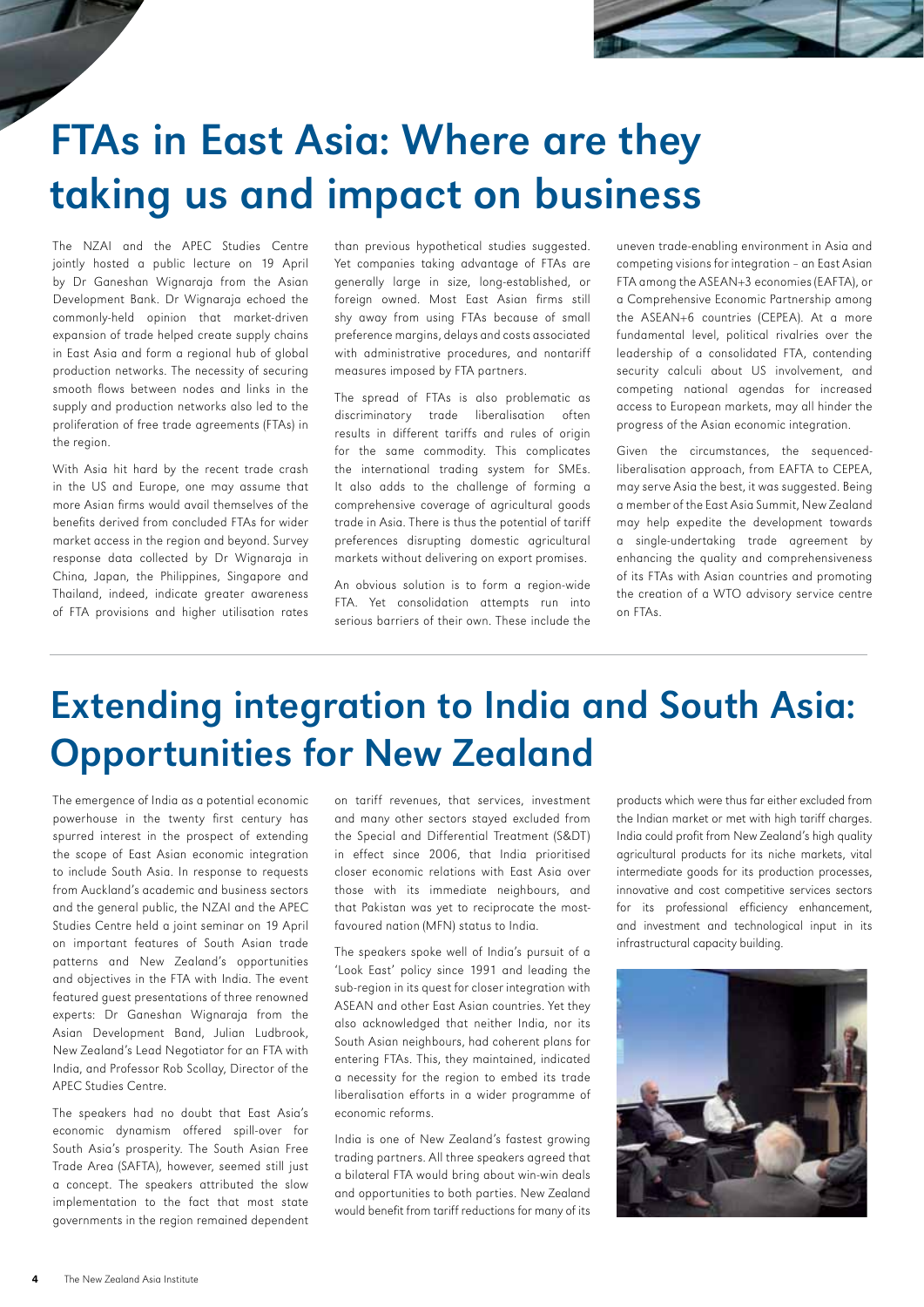# FTAs in East Asia: Where are they taking us and impact on business

The NZAI and the APEC Studies Centre jointly hosted a public lecture on 19 April by Dr Ganeshan Wignaraja from the Asian Development Bank. Dr Wignaraja echoed the commonly-held opinion that market-driven expansion of trade helped create supply chains in East Asia and form a regional hub of global production networks. The necessity of securing smooth flows between nodes and links in the supply and production networks also led to the proliferation of free trade agreements (FTAs) in the region.

With Asia hit hard by the recent trade crash in the US and Europe, one may assume that more Asian firms would avail themselves of the benefits derived from concluded FTAs for wider market access in the region and beyond. Survey response data collected by Dr Wignaraja in China, Japan, the Philippines, Singapore and Thailand, indeed, indicate greater awareness of FTA provisions and higher utilisation rates than previous hypothetical studies suggested. Yet companies taking advantage of FTAs are generally large in size, long-established, or foreign owned. Most East Asian firms still shy away from using FTAs because of small preference margins, delays and costs associated with administrative procedures, and nontariff measures imposed by FTA partners.

The spread of FTAs is also problematic as discriminatory trade liberalisation often results in different tariffs and rules of origin for the same commodity. This complicates the international trading system for SMEs. It also adds to the challenge of forming a comprehensive coverage of agricultural goods trade in Asia. There is thus the potential of tariff preferences disrupting domestic agricultural markets without delivering on export promises.

An obvious solution is to form a region-wide FTA. Yet consolidation attempts run into serious barriers of their own. These include the uneven trade-enabling environment in Asia and competing visions for integration – an East Asian FTA among the ASEAN+3 economies (EAFTA), or a Comprehensive Economic Partnership among the ASEAN+6 countries (CEPEA). At a more fundamental level, political rivalries over the leadership of a consolidated FTA, contending security calculi about US involvement, and competing national agendas for increased access to European markets, may all hinder the progress of the Asian economic integration.

Given the circumstances, the sequenced-liberalisation approach, from EAFTA to CEPEA, may serve Asia the best, it was suggested. Being a member of the East Asia Summit, New Zealand may help expedite the development towards a single-undertaking trade agreement by enhancing the quality and comprehensiveness of its FTAs with Asian countries and promoting the creation of a WTO advisory service centre on FTAs.

# Extending integration to India and South Asia: Opportunities for New Zealand

The emergence of India as a potential economic powerhouse in the twenty first century has spurred interest in the prospect of extending the scope of East Asian economic integration to include South Asia. In response to requests from Auckland's academic and business sectors and the general public, the NZAI and the APEC Studies Centre held a joint seminar on 19 April on important features of South Asian trade patterns and New Zealand's opportunities and objectives in the FTA with India. The event featured guest presentations of three renowned experts: Dr Ganeshan Wignaraja from the Asian Development Band, Julian Ludbrook, New Zealand's Lead Negotiator for an FTA with India, and Professor Rob Scollay, Director of the APEC Studies Centre.

The speakers had no doubt that East Asia's economic dynamism offered spill-over for South Asia's prosperity. The South Asian Free Trade Area (SAFTA), however, seemed still just a concept. The speakers attributed the slow implementation to the fact that most state governments in the region remained dependent on tariff revenues, that services, investment and many other sectors stayed excluded from the Special and Differential Treatment (S&DT) in effect since 2006, that India prioritised closer economic relations with East Asia over those with its immediate neighbours, and that Pakistan was yet to reciprocate the most-favoured nation (MFN) status to India.

The speakers spoke well of India's pursuit of a 'Look East' policy since 1991 and leading the sub-region in its quest for closer integration with ASEAN and other East Asian countries. Yet they also acknowledged that neither India, nor its South Asian neighbours, had coherent plans for entering FTAs. This, they maintained, indicated a necessity for the region to embed its trade liberalisation efforts in a wider programme of economic reforms.

India is one of New Zealand's fastest growing trading partners. All three speakers agreed that a bilateral FTA would bring about win-win deals and opportunities to both parties. New Zealand would benefit from tariff reductions for many of its products which were thus far either excluded from the Indian market or met with high tariff charges. India could profit from New Zealand's high quality agricultural products for its niche markets, vital intermediate goods for its production processes, innovative and cost competitive services sectors for its professional efficiency enhancement, and investment and technological input in its infrastructural capacity building.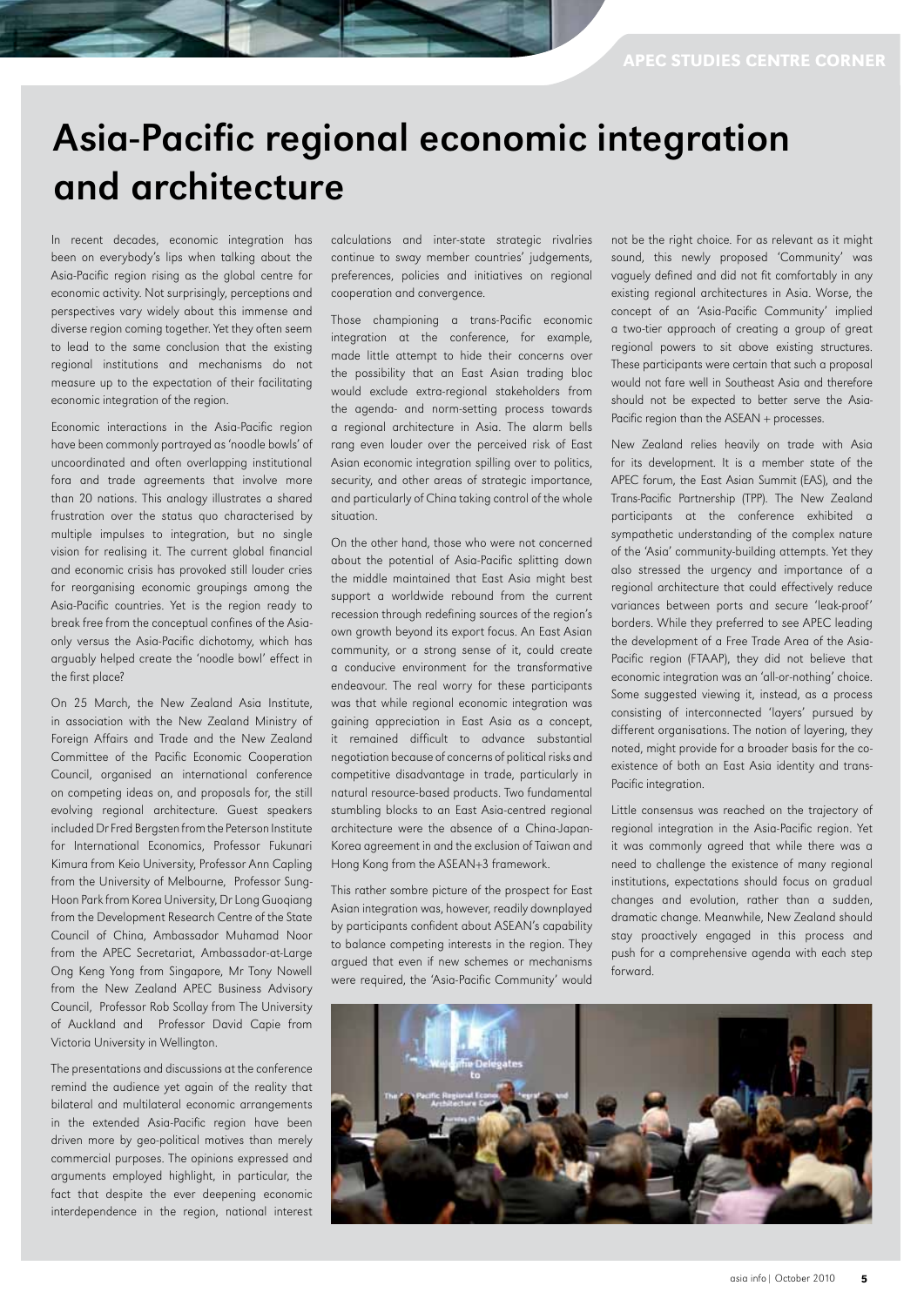# Asia-Pacific regional economic integration and architecture

In recent decades, economic integration has been on everybody's lips when talking about the Asia-Pacific region rising as the global centre for economic activity. Not surprisingly, perceptions and perspectives vary widely about this immense and diverse region coming together. Yet they often seem to lead to the same conclusion that the existing regional institutions and mechanisms do not measure up to the expectation of their facilitating economic integration of the region.

Economic interactions in the Asia-Pacific region have been commonly portrayed as 'noodle bowls' of uncoordinated and often overlapping institutional fora and trade agreements that involve more than 20 nations. This analogy illustrates a shared frustration over the status quo characterised by multiple impulses to integration, but no single vision for realising it. The current global financial and economic crisis has provoked still louder cries for reorganising economic groupings among the Asia-Pacific countries. Yet is the region ready to break free from the conceptual confines of the Asia-only versus the Asia-Pacific dichotomy, which has arguably helped create the 'noodle bowl' effect in the first place?

On 25 March, the New Zealand Asia Institute, in association with the New Zealand Ministry of Foreign Affairs and Trade and the New Zealand Committee of the Pacific Economic Cooperation Council, organised an international conference on competing ideas on, and proposals for, the still evolving regional architecture. Guest speakers included Dr Fred Bergsten from the Peterson Institute for International Economics, Professor Fukunari Kimura from Keio University, Professor Ann Capling from the University of Melbourne, Professor Sung-Hoon Park from Korea University, Dr Long Guoqiang from the Development Research Centre of the State Council of China, Ambassador Muhamad Noor from the APEC Secretariat, Ambassador-at-Large Ong Keng Yong from Singapore, Mr Tony Nowell from the New Zealand APEC Business Advisory Council, Professor Rob Scollay from The University of Auckland and Professor David Capie from Victoria University in Wellington.

The presentations and discussions at the conference remind the audience yet again of the reality that bilateral and multilateral economic arrangements in the extended Asia-Pacific region have been driven more by geo-political motives than merely commercial purposes. The opinions expressed and arguments employed highlight, in particular, the fact that despite the ever deepening economic interdependence in the region, national interest calculations and inter-state strategic rivalries continue to sway member countries' judgements, preferences, policies and initiatives on regional cooperation and convergence.

Those championing a trans-Pacific economic integration at the conference, for example, made little attempt to hide their concerns over the possibility that an East Asian trading bloc would exclude extra-regional stakeholders from the agenda- and norm-setting process towards a regional architecture in Asia. The alarm bells rang even louder over the perceived risk of East Asian economic integration spilling over to politics, security, and other areas of strategic importance, and particularly of China taking control of the whole situation.

On the other hand, those who were not concerned about the potential of Asia-Pacific splitting down the middle maintained that East Asia might best support a worldwide rebound from the current recession through redefining sources of the region's own growth beyond its export focus. An East Asian community, or a strong sense of it, could create a conducive environment for the transformative endeavour. The real worry for these participants was that while regional economic integration was gaining appreciation in East Asia as a concept, it remained difficult to advance substantial negotiation because of concerns of political risks and competitive disadvantage in trade, particularly in natural resource-based products. Two fundamental stumbling blocks to an East Asia-centred regional architecture were the absence of a China-Japan-Korea agreement in and the exclusion of Taiwan and Hong Kong from the ASEAN+3 framework.

This rather sombre picture of the prospect for East Asian integration was, however, readily downplayed by participants confident about ASEAN's capability to balance competing interests in the region. They argued that even if new schemes or mechanisms were required, the 'Asia-Pacific Community' would not be the right choice. For as relevant as it might sound, this newly proposed 'Community' was vaguely defined and did not fit comfortably in any existing regional architectures in Asia. Worse, the concept of an 'Asia-Pacific Community' implied a two-tier approach of creating a group of great regional powers to sit above existing structures. These participants were certain that such a proposal would not fare well in Southeast Asia and therefore should not be expected to better serve the Asia-Pacific region than the ASEAN + processes.

New Zealand relies heavily on trade with Asia for its development. It is a member state of the APEC forum, the East Asian Summit (EAS), and the Trans-Pacific Partnership (TPP). The New Zealand participants at the conference exhibited a sympathetic understanding of the complex nature of the 'Asia' community-building attempts. Yet they also stressed the urgency and importance of a regional architecture that could effectively reduce variances between ports and secure 'leak-proof' borders. While they preferred to see APEC leading the development of a Free Trade Area of the Asia-Pacific region (FTAAP), they did not believe that economic integration was an 'all-or-nothing' choice. Some suggested viewing it, instead, as a process consisting of interconnected 'layers' pursued by different organisations. The notion of layering, they noted, might provide for a broader basis for the co-existence of both an East Asia identity and trans-Pacific integration.

Little consensus was reached on the trajectory of regional integration in the Asia-Pacific region. Yet it was commonly agreed that while there was a need to challenge the existence of many regional institutions, expectations should focus on gradual changes and evolution, rather than a sudden, dramatic change. Meanwhile, New Zealand should stay proactively engaged in this process and push for a comprehensive agenda with each step forward.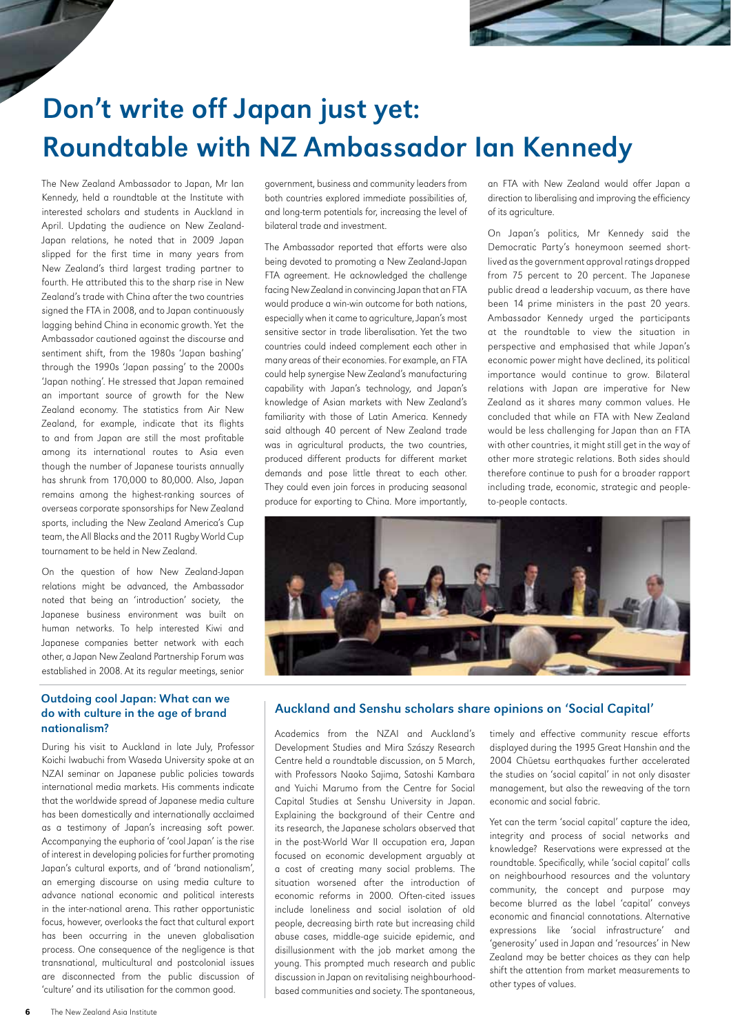# Don't write off Japan just yet: Roundtable with NZ Ambassador Ian Kennedy

The New Zealand Ambassador to Japan, Mr Ian Kennedy, held a roundtable at the Institute with interested scholars and students in Auckland in April. Updating the audience on New Zealand-Japan relations, he noted that in 2009 Japan slipped for the first time in many years from New Zealand's third largest trading partner to fourth. He attributed this to the sharp rise in New Zealand's trade with China after the two countries signed the FTA in 2008, and to Japan continuously lagging behind China in economic growth. Yet the Ambassador cautioned against the discourse and sentiment shift, from the 1980s 'Japan bashing' through the 1990s 'Japan passing' to the 2000s 'Japan nothing'. He stressed that Japan remained an important source of growth for the New Zealand economy. The statistics from Air New Zealand, for example, indicate that its flights to and from Japan are still the most profitable among its international routes to Asia even though the number of Japanese tourists annually has shrunk from 170,000 to 80,000. Also, Japan remains among the highest-ranking sources of overseas corporate sponsorships for New Zealand sports, including the New Zealand America's Cup team, the All Blacks and the 2011 Rugby World Cup tournament to be held in New Zealand.

On the question of how New Zealand-Japan relations might be advanced, the Ambassador noted that being an 'introduction' society, the Japanese business environment was built on human networks. To help interested Kiwi and Japanese companies better network with each other, a Japan New Zealand Partnership Forum was established in 2008. At its regular meetings, senior government, business and community leaders from both countries explored immediate possibilities of, and long-term potentials for, increasing the level of bilateral trade and investment.

The Ambassador reported that efforts were also being devoted to promoting a New Zealand-Japan FTA agreement. He acknowledged the challenge facing New Zealand in convincing Japan that an FTA would produce a win-win outcome for both nations, especially when it came to agriculture, Japan's most sensitive sector in trade liberalisation. Yet the two countries could indeed complement each other in many areas of their economies. For example, an FTA could help synergise New Zealand's manufacturing capability with Japan's technology, and Japan's knowledge of Asian markets with New Zealand's familiarity with those of Latin America. Kennedy said although 40 percent of New Zealand trade was in agricultural products, the two countries, produced different products for different market demands and pose little threat to each other. They could even join forces in producing seasonal produce for exporting to China. More importantly, an FTA with New Zealand would offer Japan a direction to liberalising and improving the efficiency of its agriculture.

On Japan's politics, Mr Kennedy said the Democratic Party's honeymoon seemed short-lived as the government approval ratings dropped from 75 percent to 20 percent. The Japanese public dread a leadership vacuum, as there have been 14 prime ministers in the past 20 years. Ambassador Kennedy urged the participants at the roundtable to view the situation in perspective and emphasised that while Japan's economic power might have declined, its political importance would continue to grow. Bilateral relations with Japan are imperative for New Zealand as it shares many common values. He concluded that while an FTA with New Zealand would be less challenging for Japan than an FTA with other countries, it might still get in the way of other more strategic relations. Both sides should therefore continue to push for a broader rapport including trade, economic, strategic and people-to-people contacts.

### Outdoing cool Japan: What can we do with culture in the age of brand nationalism?

During his visit to Auckland in late July, Professor Koichi Iwabuchi from Waseda University spoke at an NZAI seminar on Japanese public policies towards international media markets. His comments indicate that the worldwide spread of Japanese media culture has been domestically and internationally acclaimed as a testimony of Japan's increasing soft power. Accompanying the euphoria of 'cool Japan' is the rise of interest in developing policies for further promoting Japan's cultural exports, and of 'brand nationalism', an emerging discourse on using media culture to advance national economic and political interests in the inter-national arena. This rather opportunistic focus, however, overlooks the fact that cultural export has been occurring in the uneven globalisation process. One consequence of the negligence is that transnational, multicultural and postcolonial issues are disconnected from the public discussion of 'culture' and its utilisation for the common good.

### Auckland and Senshu scholars share opinions on 'Social Capital'

Academics from the NZAI and Auckland's Development Studies and Mira Szászy Research Centre held a roundtable discussion, on 5 March, with Professors Naoko Sajima, Satoshi Kambara and Yuichi Marumo from the Centre for Social Capital Studies at Senshu University in Japan. Explaining the background of their Centre and its research, the Japanese scholars observed that in the post-World War II occupation era, Japan focused on economic development arguably at a cost of creating many social problems. The situation worsened after the introduction of economic reforms in 2000. Often-cited issues include loneliness and social isolation of old people, decreasing birth rate but increasing child abuse cases, middle-age suicide epidemic, and disillusionment with the job market among the young. This prompted much research and public discussion in Japan on revitalising neighbourhood-based communities and society. The spontaneous, timely and effective community rescue efforts displayed during the 1995 Great Hanshin and the 2004 Chūetsu earthquakes further accelerated the studies on 'social capital' in not only disaster management, but also the reweaving of the torn economic and social fabric.

Yet can the term 'social capital' capture the idea, integrity and process of social networks and knowledge? Reservations were expressed at the roundtable. Specifically, while 'social capital' calls on neighbourhood resources and the voluntary community, the concept and purpose may become blurred as the label 'capital' conveys economic and financial connotations. Alternative expressions like 'social infrastructure' and 'generosity' used in Japan and 'resources' in New Zealand may be better choices as they can help shift the attention from market measurements to other types of values.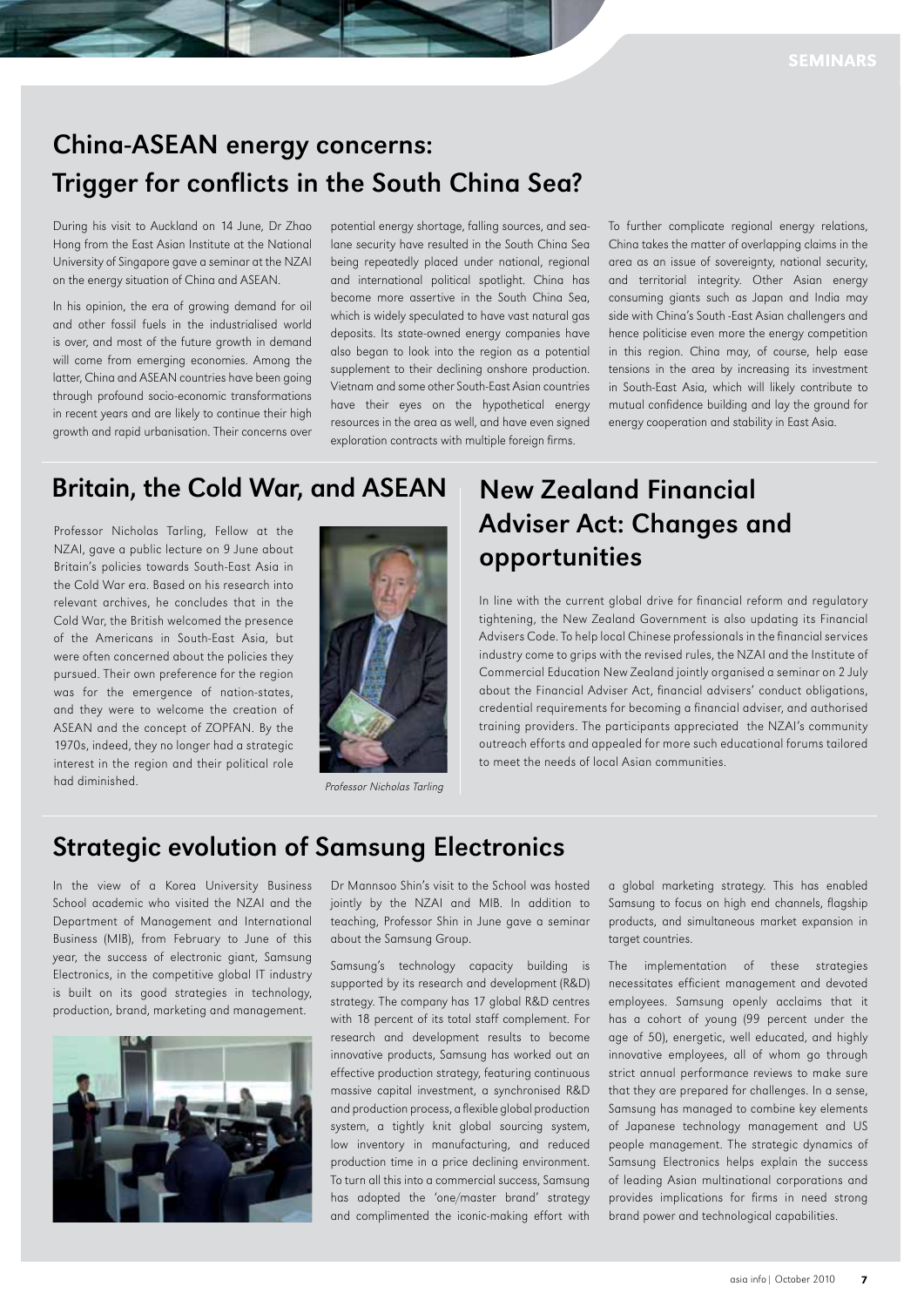## China-ASEAN energy concerns: Trigger for conflicts in the South China Sea?

During his visit to Auckland on 14 June, Dr Zhao Hong from the East Asian Institute at the National University of Singapore gave a seminar at the NZAI on the energy situation of China and ASEAN.

In his opinion, the era of growing demand for oil and other fossil fuels in the industrialised world is over, and most of the future growth in demand will come from emerging economies. Among the latter, China and ASEAN countries have been going through profound socio-economic transformations in recent years and are likely to continue their high growth and rapid urbanisation. Their concerns over potential energy shortage, falling sources, and sea-lane security have resulted in the South China Sea being repeatedly placed under national, regional and international political spotlight. China has become more assertive in the South China Sea, which is widely speculated to have vast natural gas deposits. Its state-owned energy companies have also began to look into the region as a potential supplement to their declining onshore production. Vietnam and some other South-East Asian countries have their eyes on the hypothetical energy resources in the area as well, and have even signed exploration contracts with multiple foreign firms.

To further complicate regional energy relations, China takes the matter of overlapping claims in the area as an issue of sovereignty, national security, and territorial integrity. Other Asian energy consuming giants such as Japan and India may side with China's South -East Asian challengers and hence politicise even more the energy competition in this region. China may, of course, help ease tensions in the area by increasing its investment in South-East Asia, which will likely contribute to mutual confidence building and lay the ground for energy cooperation and stability in East Asia.

## Britain, the Cold War, and ASEAN

Professor Nicholas Tarling, Fellow at the NZAI, gave a public lecture on 9 June about Britain's policies towards South-East Asia in the Cold War era. Based on his research into relevant archives, he concludes that in the Cold War, the British welcomed the presence of the Americans in South-East Asia, but were often concerned about the policies they pursued. Their own preference for the region was for the emergence of nation-states, and they were to welcome the creation of ASEAN and the concept of ZOPFAN. By the 1970s, indeed, they no longer had a strategic interest in the region and their political role had diminished.

*Professor Nicholas Tarling*

## New Zealand Financial Adviser Act: Changes and opportunities

In line with the current global drive for financial reform and regulatory tightening, the New Zealand Government is also updating its Financial Advisers Code. To help local Chinese professionals in the financial services industry come to grips with the revised rules, the NZAI and the Institute of Commercial Education New Zealand jointly organised a seminar on 2 July about the Financial Adviser Act, financial advisers' conduct obligations, credential requirements for becoming a financial adviser, and authorised training providers. The participants appreciated the NZAI's community outreach efforts and appealed for more such educational forums tailored to meet the needs of local Asian communities.

## Strategic evolution of Samsung Electronics

In the view of a Korea University Business School academic who visited the NZAI and the Department of Management and International Business (MIB), from February to June of this year, the success of electronic giant, Samsung Electronics, in the competitive global IT industry is built on its good strategies in technology, production, brand, marketing and management.

Dr Mannsoo Shin's visit to the School was hosted jointly by the NZAI and MIB. In addition to teaching, Professor Shin in June gave a seminar about the Samsung Group.

Samsung's technology capacity building is supported by its research and development (R&D) strategy. The company has 17 global R&D centres with 18 percent of its total staff complement. For research and development results to become innovative products, Samsung has worked out an effective production strategy, featuring continuous massive capital investment, a synchronised R&D and production process, a flexible global production system, a tightly knit global sourcing system, low inventory in manufacturing, and reduced production time in a price declining environment. To turn all this into a commercial success, Samsung has adopted the 'one/master brand' strategy and complimented the iconic-making effort with a global marketing strategy. This has enabled Samsung to focus on high end channels, flagship products, and simultaneous market expansion in target countries.

The implementation of these strategies necessitates efficient management and devoted employees. Samsung openly acclaims that it has a cohort of young (99 percent under the age of 50), energetic, well educated, and highly innovative employees, all of whom go through strict annual performance reviews to make sure that they are prepared for challenges. In a sense, Samsung has managed to combine key elements of Japanese technology management and US people management. The strategic dynamics of Samsung Electronics helps explain the success of leading Asian multinational corporations and provides implications for firms in need strong brand power and technological capabilities.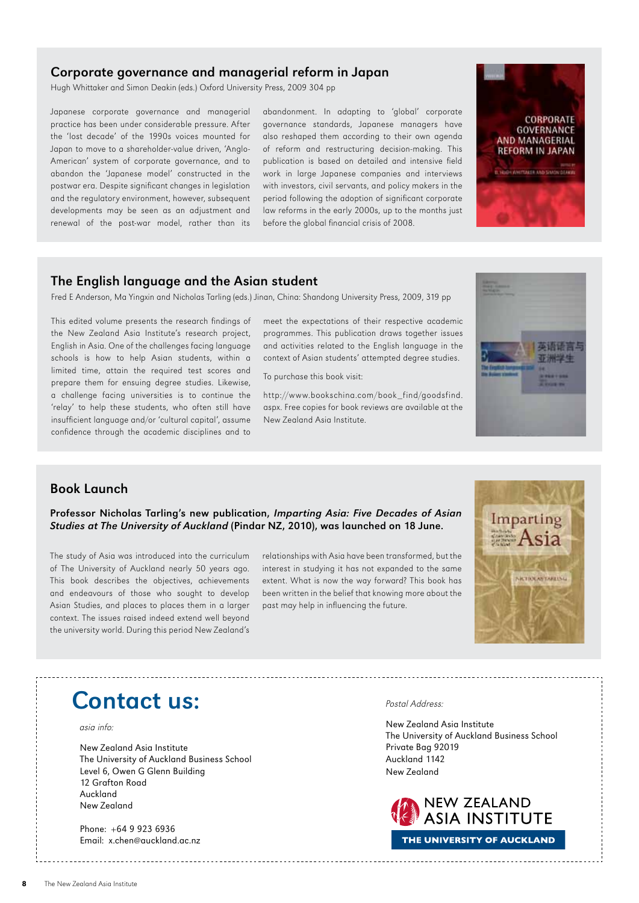## Corporate governance and managerial reform in Japan

Hugh Whittaker and Simon Deakin (eds.) Oxford University Press, 2009 304 pp

Japanese corporate governance and managerial practice has been under considerable pressure. After the 'lost decade' of the 1990s voices mounted for Japan to move to a shareholder-value driven, 'Anglo-American' system of corporate governance, and to abandon the 'Japanese model' constructed in the postwar era. Despite significant changes in legislation and the regulatory environment, however, subsequent developments may be seen as an adjustment and renewal of the post-war model, rather than its abandonment. In adapting to 'global' corporate governance standards, Japanese managers have also reshaped them according to their own agenda of reform and restructuring decision-making. This publication is based on detailed and intensive field work in large Japanese companies and interviews with investors, civil servants, and policy makers in the period following the adoption of significant corporate law reforms in the early 2000s, up to the months just before the global financial crisis of 2008.

## The English language and the Asian student

Fred E Anderson, Ma Yingxin and Nicholas Tarling (eds.) Jinan, China: Shandong University Press, 2009, 319 pp

This edited volume presents the research findings of the New Zealand Asia Institute's research project, English in Asia. One of the challenges facing language schools is how to help Asian students, within a limited time, attain the required test scores and prepare them for ensuing degree studies. Likewise, a challenge facing universities is to continue the 'relay' to help these students, who often still have insufficient language and/or 'cultural capital', assume confidence through the academic disciplines and to meet the expectations of their respective academic programmes. This publication draws together issues and activities related to the English language in the context of Asian students' attempted degree studies.

To purchase this book visit:

http://www.bookschina.com/book_find/goodsfind.aspx. Free copies for book reviews are available at the New Zealand Asia Institute.

## Book Launch

**Professor Nicholas Tarling's new publication, *Imparting Asia: Five Decades of Asian Studies at The University of Auckland* (Pindar NZ, 2010), was launched on 18 June.**

The study of Asia was introduced into the curriculum of The University of Auckland nearly 50 years ago. This book describes the objectives, achievements and endeavours of those who sought to develop Asian Studies, and places to places them in a larger context. The issues raised indeed extend well beyond the university world. During this period New Zealand's relationships with Asia have been transformed, but the interest in studying it has not expanded to the same extent. What is now the way forward? This book has been written in the belief that knowing more about the past may help in influencing the future.

# Contact us:

*asia info:*

New Zealand Asia Institute
The University of Auckland Business School
Level 6, Owen G Glenn Building
12 Grafton Road
Auckland
New Zealand

Phone: +64 9 923 6936
Email: x.chen@auckland.ac.nz

*Postal Address:*

New Zealand Asia Institute
The University of Auckland Business School
Private Bag 92019
Auckland 1142
New Zealand

NEW ZEALAND ASIA INSTITUTE
THE UNIVERSITY OF AUCKLAND